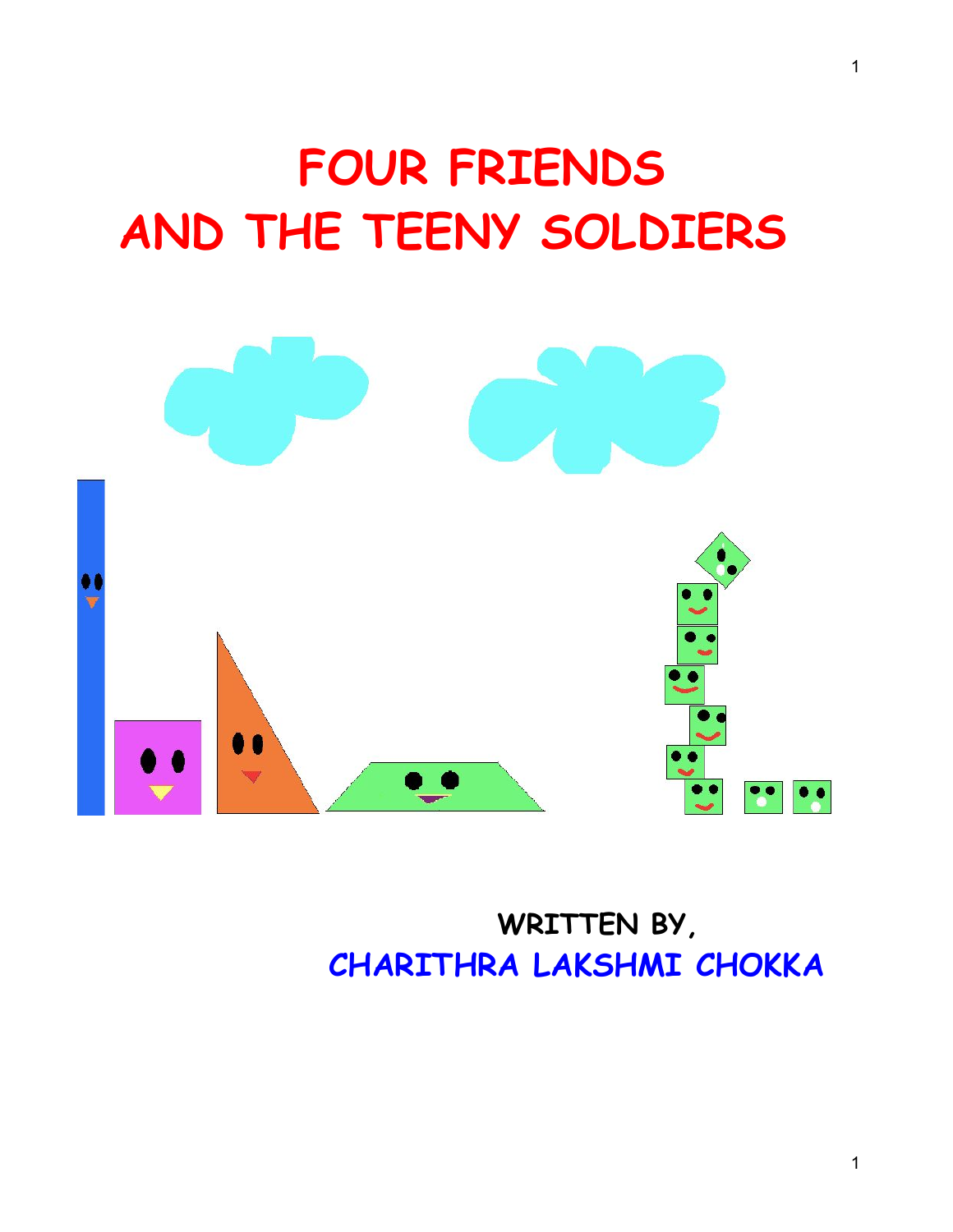# FOUR FRIENDS AND THE TEENY SOLDIERS

WRITTEN BY,

CHARITHRA LAKSHMI CHOKKA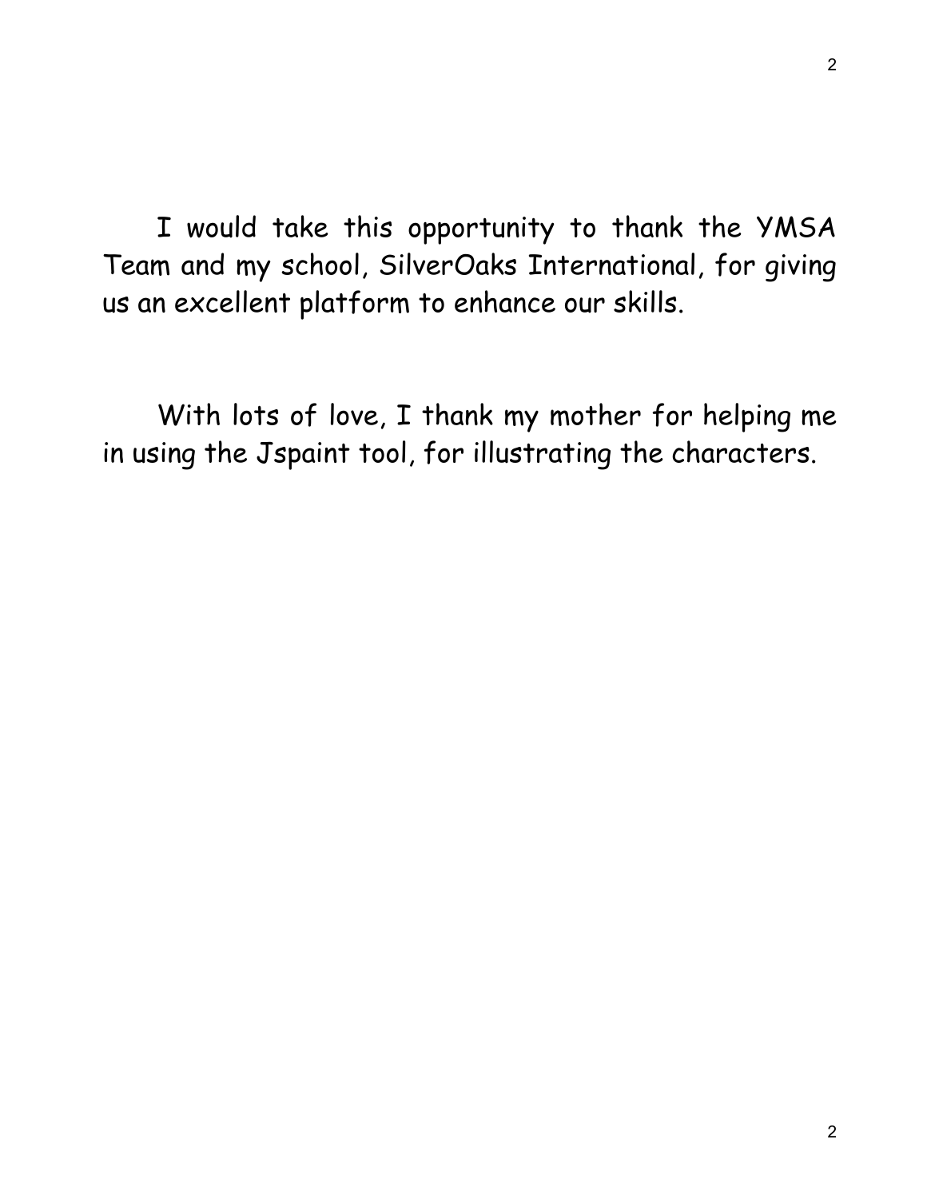I would take this opportunity to thank the YMSA Team and my school, SilverOaks International, for giving us an excellent platform to enhance our skills.

With lots of love, I thank my mother for helping me in using the Jspaint tool, for illustrating the characters.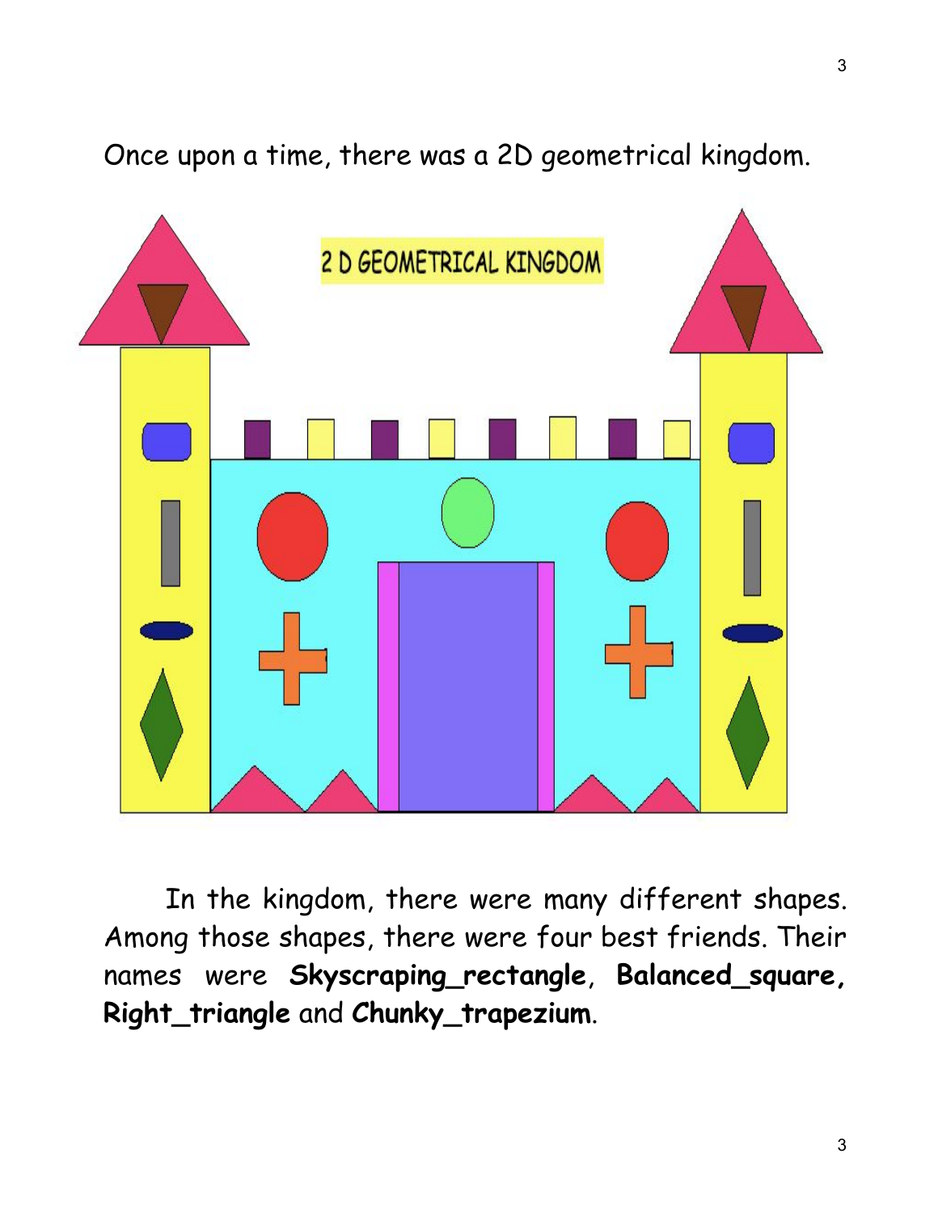Once upon a time, there was a 2D geometrical kingdom.

In the kingdom, there were many different shapes. Among those shapes, there were four best friends. Their names were **Skyscraping_rectangle**, **Balanced_square, Right_triangle** and **Chunky_trapezium**.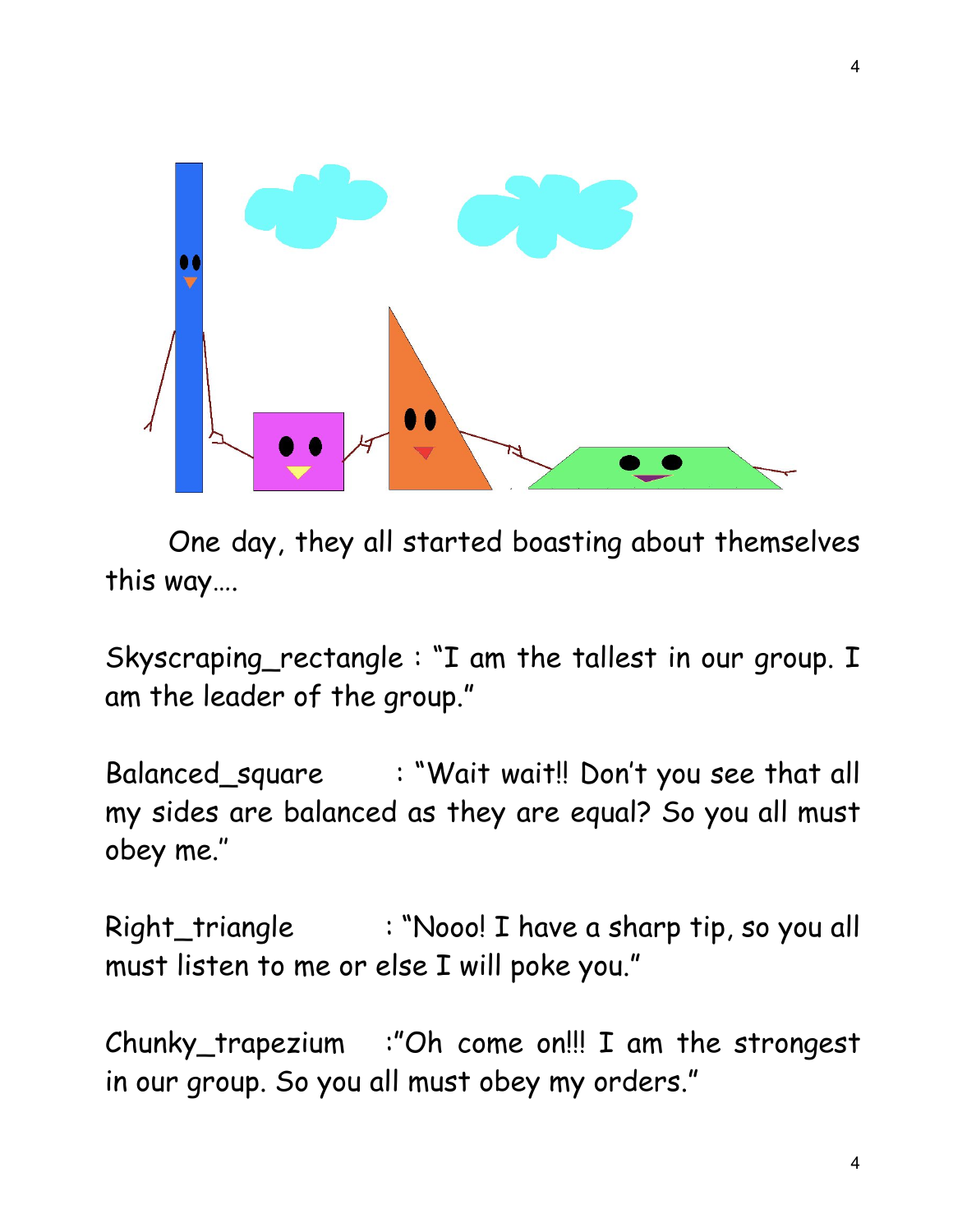One day, they all started boasting about themselves this way….

Skyscraping_rectangle : "I am the tallest in our group. I am the leader of the group."

Balanced_square : "Wait wait!! Don't you see that all my sides are balanced as they are equal? So you all must obey me."

Right_triangle : "Nooo! I have a sharp tip, so you all must listen to me or else I will poke you."

Chunky_trapezium :"Oh come on!!! I am the strongest in our group. So you all must obey my orders."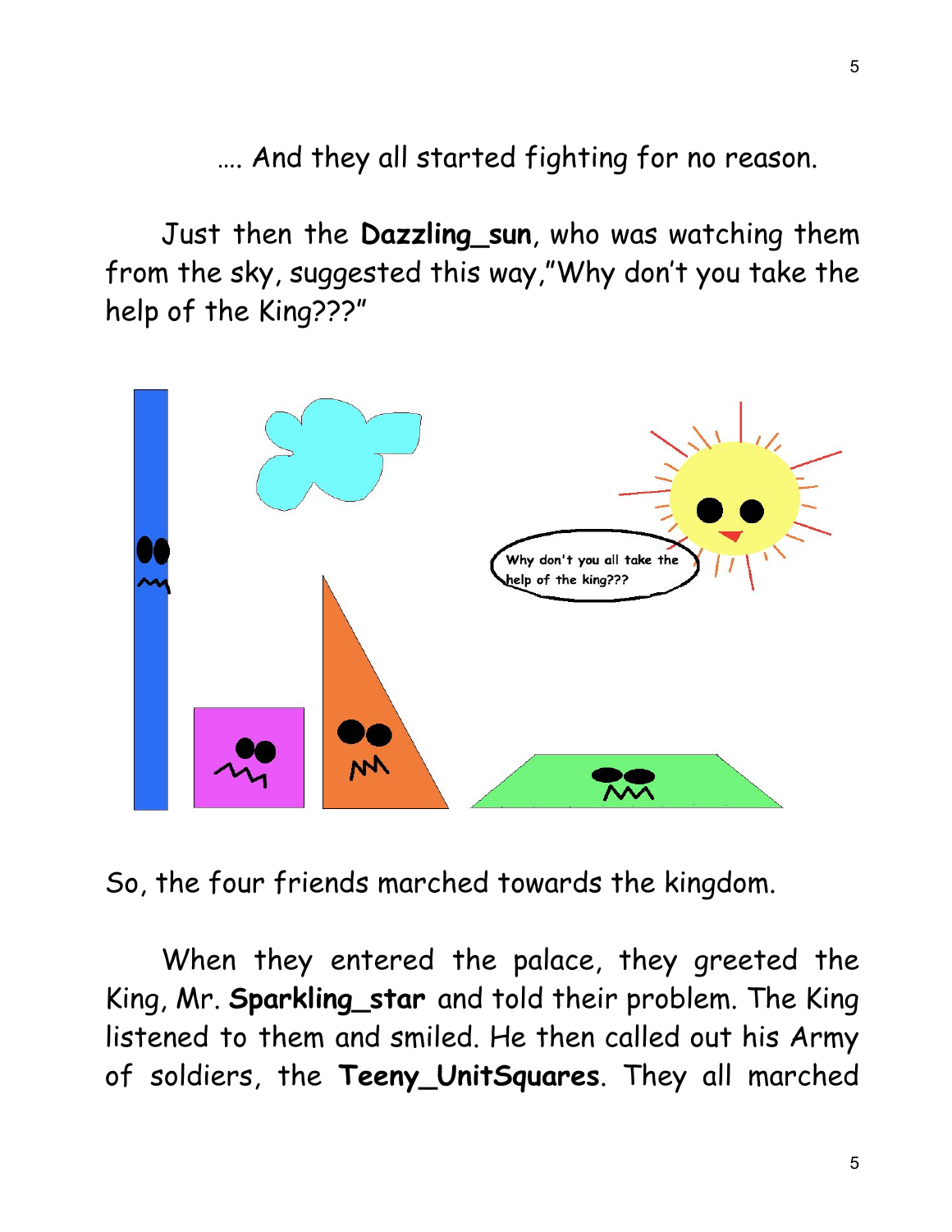…. And they all started fighting for no reason.

Just then the **Dazzling_sun**, who was watching them from the sky, suggested this way,"Why don't you take the help of the King???"

So, the four friends marched towards the kingdom.

When they entered the palace, they greeted the King, Mr. **Sparkling_star** and told their problem. The King listened to them and smiled. He then called out his Army of soldiers, the **Teeny_UnitSquares**. They all marched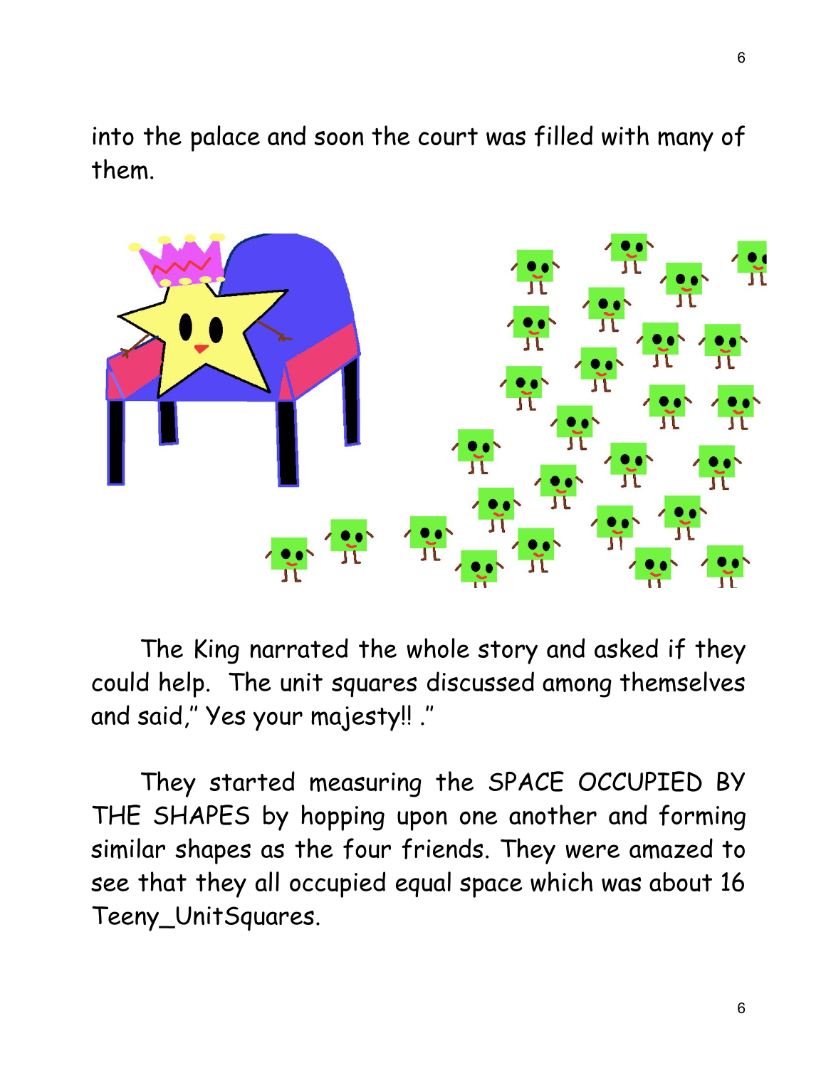into the palace and soon the court was filled with many of them.

The King narrated the whole story and asked if they could help. The unit squares discussed among themselves and said," Yes your majesty!! ."

They started measuring the SPACE OCCUPIED BY THE SHAPES by hopping upon one another and forming similar shapes as the four friends. They were amazed to see that they all occupied equal space which was about 16 Teeny_UnitSquares.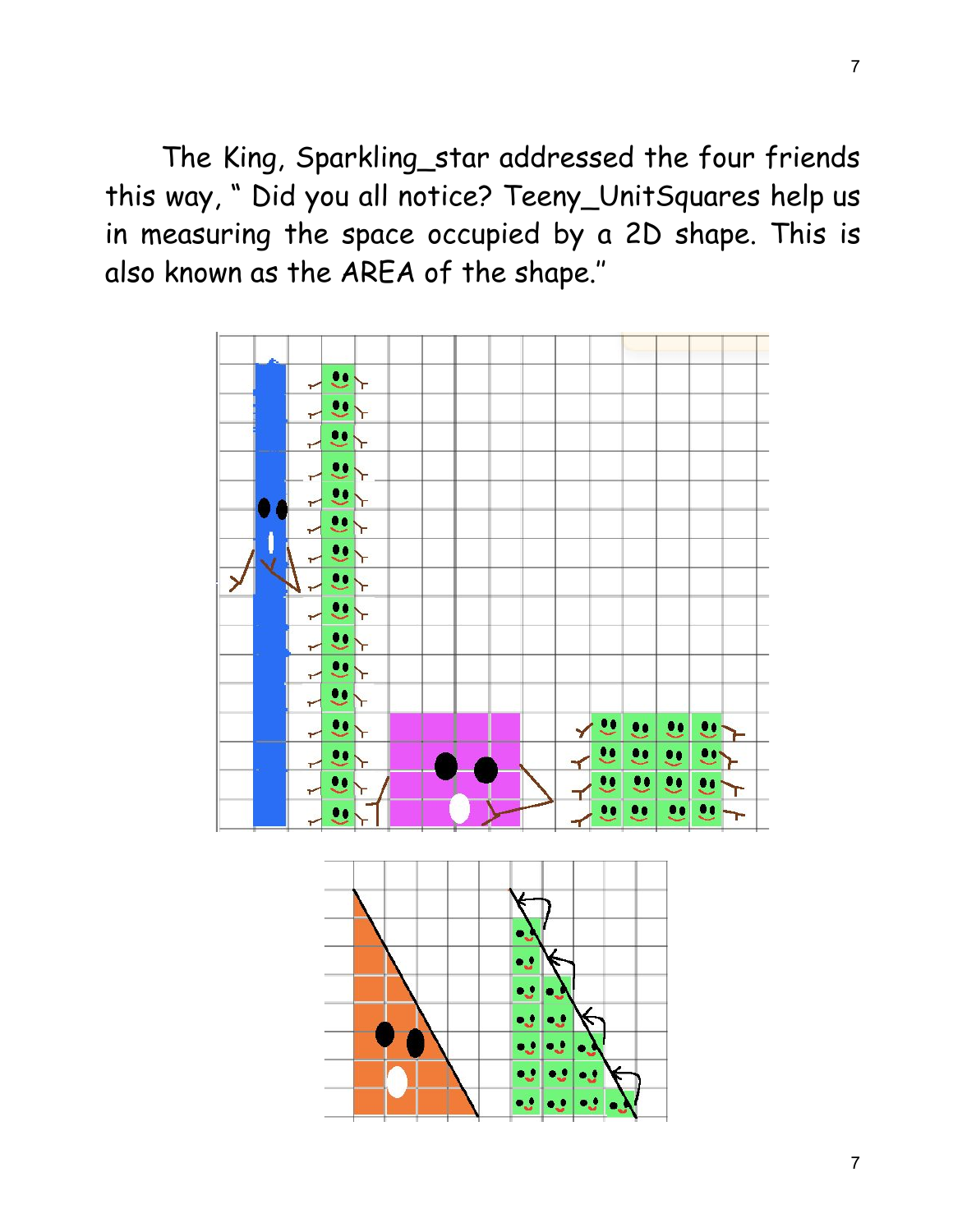The King, Sparkling_star addressed the four friends this way, " Did you all notice? Teeny_UnitSquares help us in measuring the space occupied by a 2D shape. This is also known as the AREA of the shape."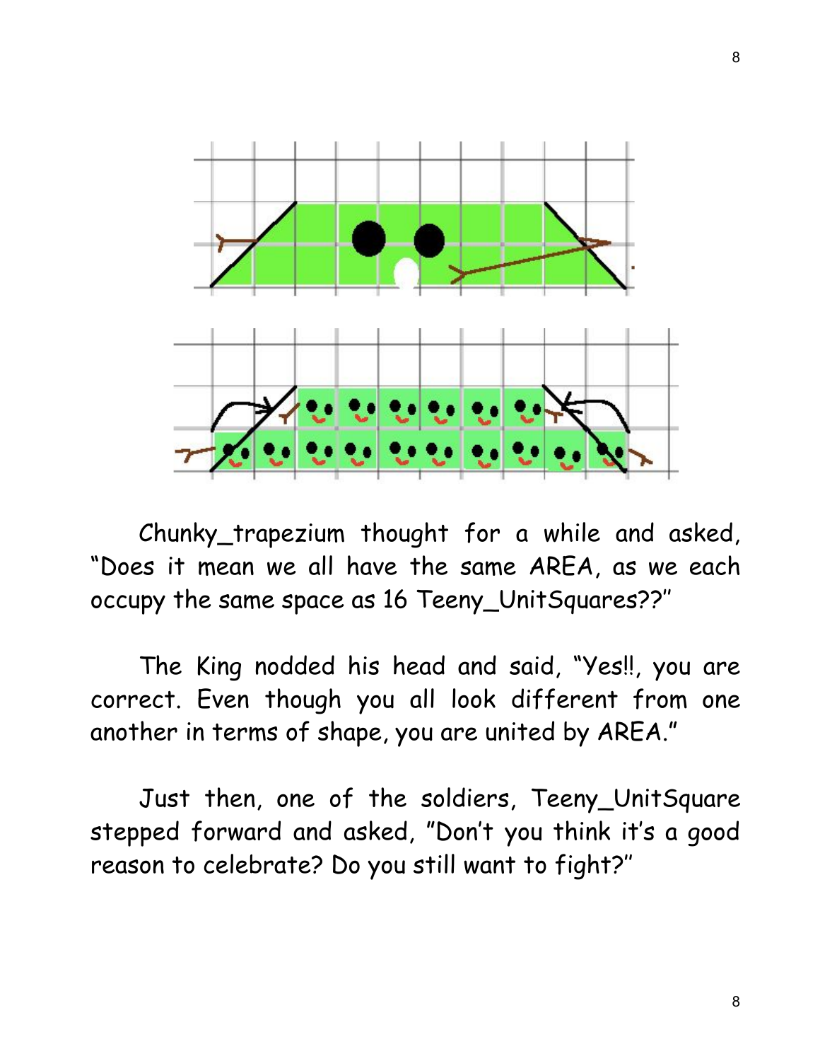Chunky_trapezium thought for a while and asked, “Does it mean we all have the same AREA, as we each occupy the same space as 16 Teeny_UnitSquares??”

The King nodded his head and said, “Yes!!, you are correct. Even though you all look different from one another in terms of shape, you are united by AREA.”

Just then, one of the soldiers, Teeny_UnitSquare stepped forward and asked, "Don’t you think it’s a good reason to celebrate? Do you still want to fight?”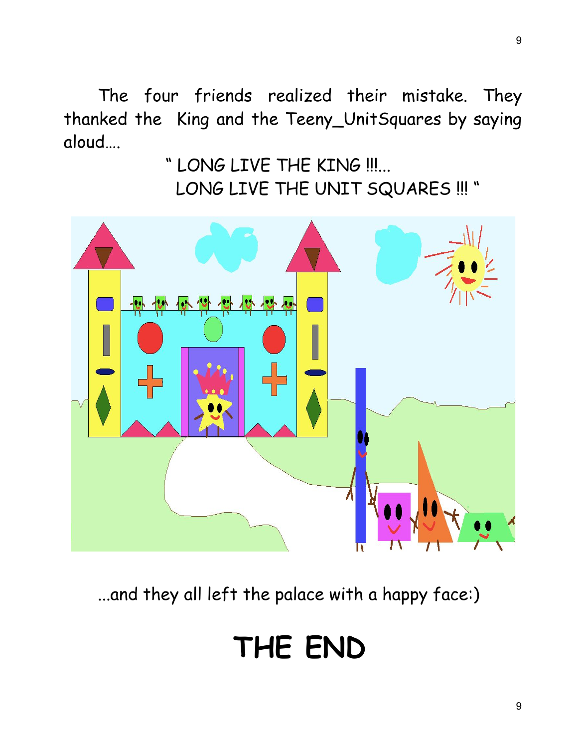The four friends realized their mistake. They thanked the King and the Teeny_UnitSquares by saying aloud….

" LONG LIVE THE KING !!!...
LONG LIVE THE UNIT SQUARES !!! "

...and they all left the palace with a happy face:)

# THE END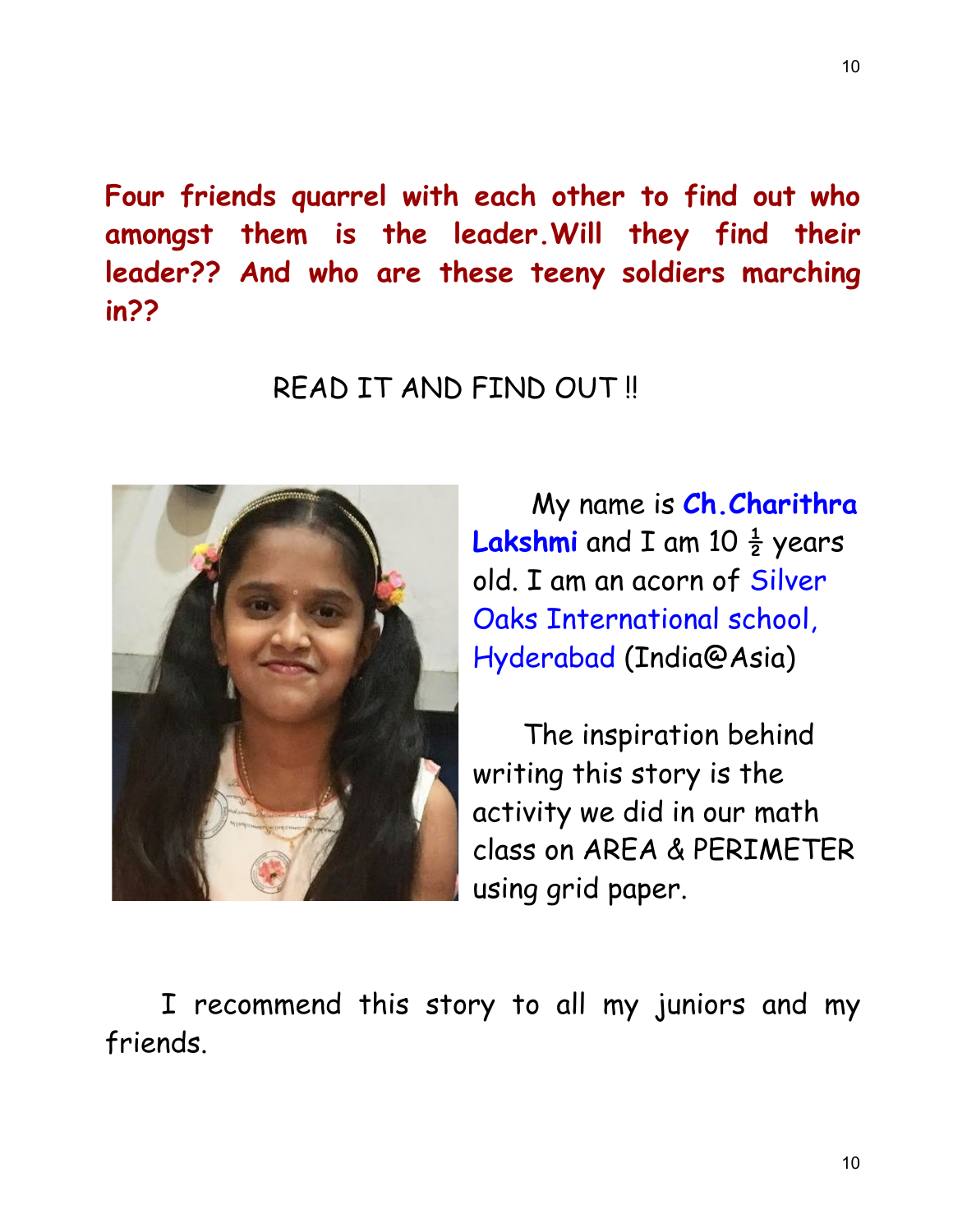**Four friends quarrel with each other to find out who amongst them is the leader.Will they find their leader?? And who are these teeny soldiers marching in??**

READ IT AND FIND OUT !!

My name is **Ch.Charithra Lakshmi** and I am 10 ½ years old. I am an acorn of Silver Oaks International school, Hyderabad (India@Asia)

The inspiration behind writing this story is the activity we did in our math class on AREA & PERIMETER using grid paper.

I recommend this story to all my juniors and my friends.